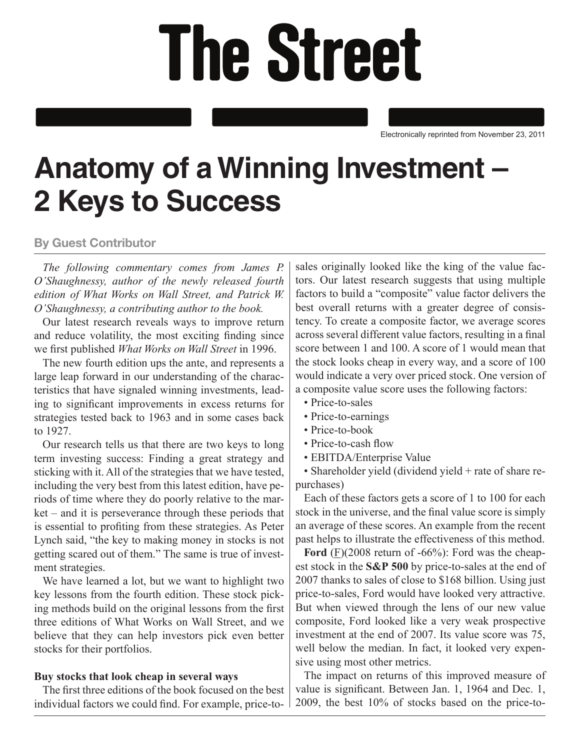# The Street

Electronically reprinted from November 23, 2011

# Anatomy of a Winning Investment – 2 Keys to Success

**By Guest Contributor**

*The following commentary comes from James P. O'Shaughnessy, author of the newly released fourth edition of What Works on Wall Street, and Patrick W. O'Shaughnessy, a contributing author to the book.*

Our latest research reveals ways to improve return and reduce volatility, the most exciting finding since we first published *What Works on Wall Street* in 1996.

The new fourth edition ups the ante, and represents a large leap forward in our understanding of the characteristics that have signaled winning investments, leading to significant improvements in excess returns for strategies tested back to 1963 and in some cases back to 1927.

Our research tells us that there are two keys to long term investing success: Finding a great strategy and sticking with it. All of the strategies that we have tested, including the very best from this latest edition, have periods of time where they do poorly relative to the market – and it is perseverance through these periods that is essential to profiting from these strategies. As Peter Lynch said, "the key to making money in stocks is not getting scared out of them." The same is true of investment strategies.

We have learned a lot, but we want to highlight two key lessons from the fourth edition. These stock picking methods build on the original lessons from the first three editions of What Works on Wall Street, and we believe that they can help investors pick even better stocks for their portfolios.

**Buy stocks that look cheap in several ways**

The first three editions of the book focused on the best individual factors we could find. For example, price-to-sales originally looked like the king of the value factors. Our latest research suggests that using multiple factors to build a "composite" value factor delivers the best overall returns with a greater degree of consistency. To create a composite factor, we average scores across several different value factors, resulting in a final score between 1 and 100. A score of 1 would mean that the stock looks cheap in every way, and a score of 100 would indicate a very over priced stock. One version of a composite value score uses the following factors:

- Price-to-sales
- Price-to-earnings
- Price-to-book
- Price-to-cash flow
- EBITDA/Enterprise Value
- Shareholder yield (dividend yield + rate of share repurchases)

Each of these factors gets a score of 1 to 100 for each stock in the universe, and the final value score is simply an average of these scores. An example from the recent past helps to illustrate the effectiveness of this method.

**Ford** (F)(2008 return of -66%): Ford was the cheapest stock in the **S&P 500** by price-to-sales at the end of 2007 thanks to sales of close to $168 billion. Using just price-to-sales, Ford would have looked very attractive. But when viewed through the lens of our new value composite, Ford looked like a very weak prospective investment at the end of 2007. Its value score was 75, well below the median. In fact, it looked very expensive using most other metrics.

The impact on returns of this improved measure of value is significant. Between Jan. 1, 1964 and Dec. 1, 2009, the best 10% of stocks based on the price-to-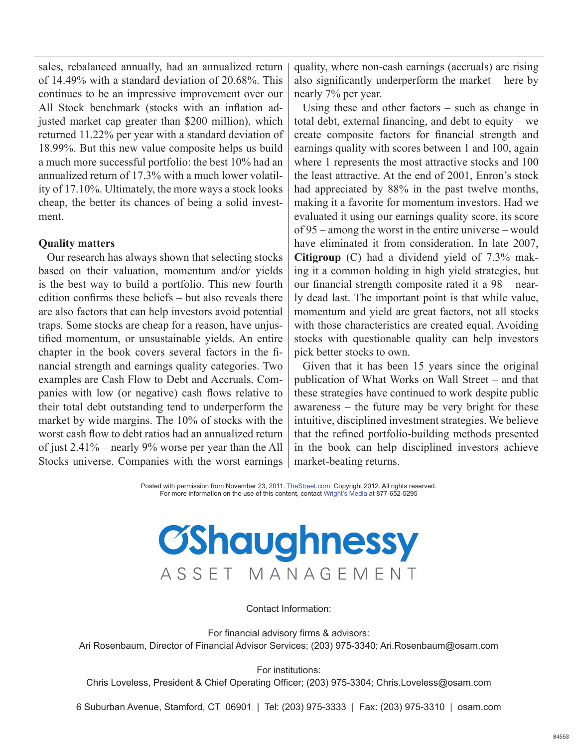sales, rebalanced annually, had an annualized return of 14.49% with a standard deviation of 20.68%. This continues to be an impressive improvement over our All Stock benchmark (stocks with an inflation adjusted market cap greater than $200 million), which returned 11.22% per year with a standard deviation of 18.99%. But this new value composite helps us build a much more successful portfolio: the best 10% had an annualized return of 17.3% with a much lower volatility of 17.10%. Ultimately, the more ways a stock looks cheap, the better its chances of being a solid investment.

**Quality matters**

Our research has always shown that selecting stocks based on their valuation, momentum and/or yields is the best way to build a portfolio. This new fourth edition confirms these beliefs – but also reveals there are also factors that can help investors avoid potential traps. Some stocks are cheap for a reason, have unjustified momentum, or unsustainable yields. An entire chapter in the book covers several factors in the financial strength and earnings quality categories. Two examples are Cash Flow to Debt and Accruals. Companies with low (or negative) cash flows relative to their total debt outstanding tend to underperform the market by wide margins. The 10% of stocks with the worst cash flow to debt ratios had an annualized return of just 2.41% – nearly 9% worse per year than the All Stocks universe. Companies with the worst earnings quality, where non-cash earnings (accruals) are rising also significantly underperform the market – here by nearly 7% per year.

Using these and other factors – such as change in total debt, external financing, and debt to equity – we create composite factors for financial strength and earnings quality with scores between 1 and 100, again where 1 represents the most attractive stocks and 100 the least attractive. At the end of 2001, Enron's stock had appreciated by 88% in the past twelve months, making it a favorite for momentum investors. Had we evaluated it using our earnings quality score, its score of 95 – among the worst in the entire universe – would have eliminated it from consideration. In late 2007, **Citigroup** (C) had a dividend yield of 7.3% making it a common holding in high yield strategies, but our financial strength composite rated it a 98 – nearly dead last. The important point is that while value, momentum and yield are great factors, not all stocks with those characteristics are created equal. Avoiding stocks with questionable quality can help investors pick better stocks to own.

Given that it has been 15 years since the original publication of What Works on Wall Street – and that these strategies have continued to work despite public awareness – the future may be very bright for these intuitive, disciplined investment strategies. We believe that the refined portfolio-building methods presented in the book can help disciplined investors achieve market-beating returns.

Posted with permission from November 23, 2011. TheStreet.com. Copyright 2012. All rights reserved.
For more information on the use of this content, contact Wright's Media at 877-652-5295

O'Shaughnessy
ASSET MANAGEMENT

Contact Information:

For financial advisory firms & advisors:
Ari Rosenbaum, Director of Financial Advisor Services; (203) 975-3340; Ari.Rosenbaum@osam.com

For institutions:
Chris Loveless, President & Chief Operating Officer; (203) 975-3304; Chris.Loveless@osam.com

6 Suburban Avenue, Stamford, CT 06901 | Tel: (203) 975-3333 | Fax: (203) 975-3310 | osam.com

84553